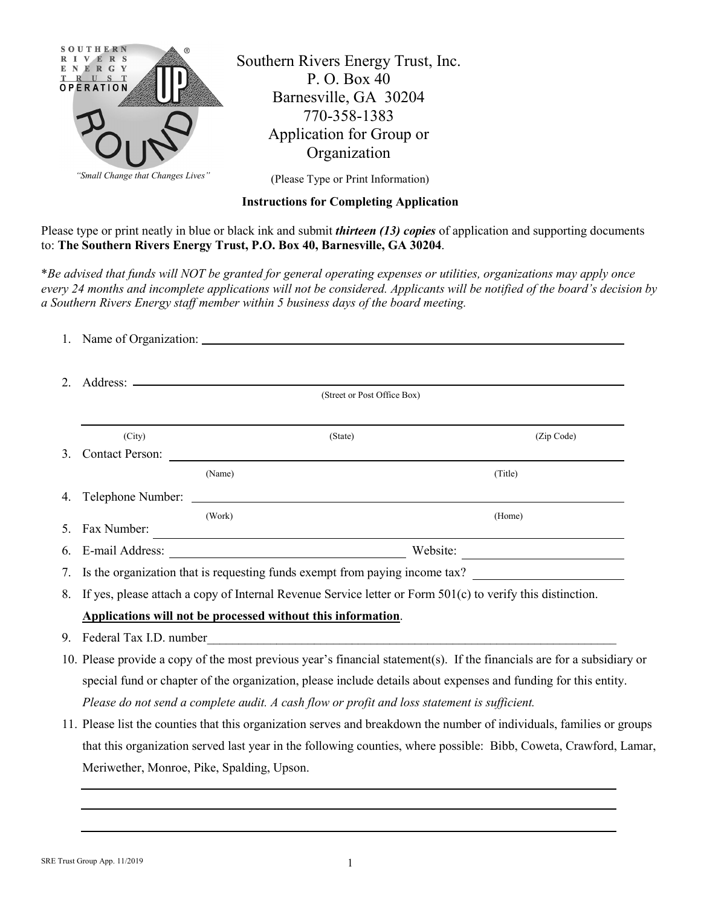Southern Rivers Energy Trust, Inc.
P. O. Box 40
Barnesville, GA 30204
770-358-1383

# Application for Group or Organization

"Small Change that Changes Lives"

(Please Type or Print Information)

**Instructions for Completing Application**

Please type or print neatly in blue or black ink and submit ***thirteen (13) copies*** of application and supporting documents to: **The Southern Rivers Energy Trust, P.O. Box 40, Barnesville, GA 30204**.

\**Be advised that funds will NOT be granted for general operating expenses or utilities, organizations may apply once every 24 months and incomplete applications will not be considered. Applicants will be notified of the board's decision by a Southern Rivers Energy staff member within 5 business days of the board meeting.*

1. Name of Organization: ______________________________

2. Address: ______________________________
   (Street or Post Office Box)

   ______________________________
   (City) (State) (Zip Code)

3. Contact Person: ______________________________
   (Name) (Title)

4. Telephone Number: ______________________________
   (Work) (Home)

5. Fax Number: ______________________________

6. E-mail Address: ______________________ Website: ______________________

7. Is the organization that is requesting funds exempt from paying income tax? ______________

8. If yes, please attach a copy of Internal Revenue Service letter or Form 501(c) to verify this distinction. **Applications will not be processed without this information**.

9. Federal Tax I.D. number______________________________

10. Please provide a copy of the most previous year's financial statement(s). If the financials are for a subsidiary or special fund or chapter of the organization, please include details about expenses and funding for this entity. *Please do not send a complete audit. A cash flow or profit and loss statement is sufficient.*

11. Please list the counties that this organization serves and breakdown the number of individuals, families or groups that this organization served last year in the following counties, where possible: Bibb, Coweta, Crawford, Lamar, Meriwether, Monroe, Pike, Spalding, Upson.

    ______________________________

    ______________________________

    ______________________________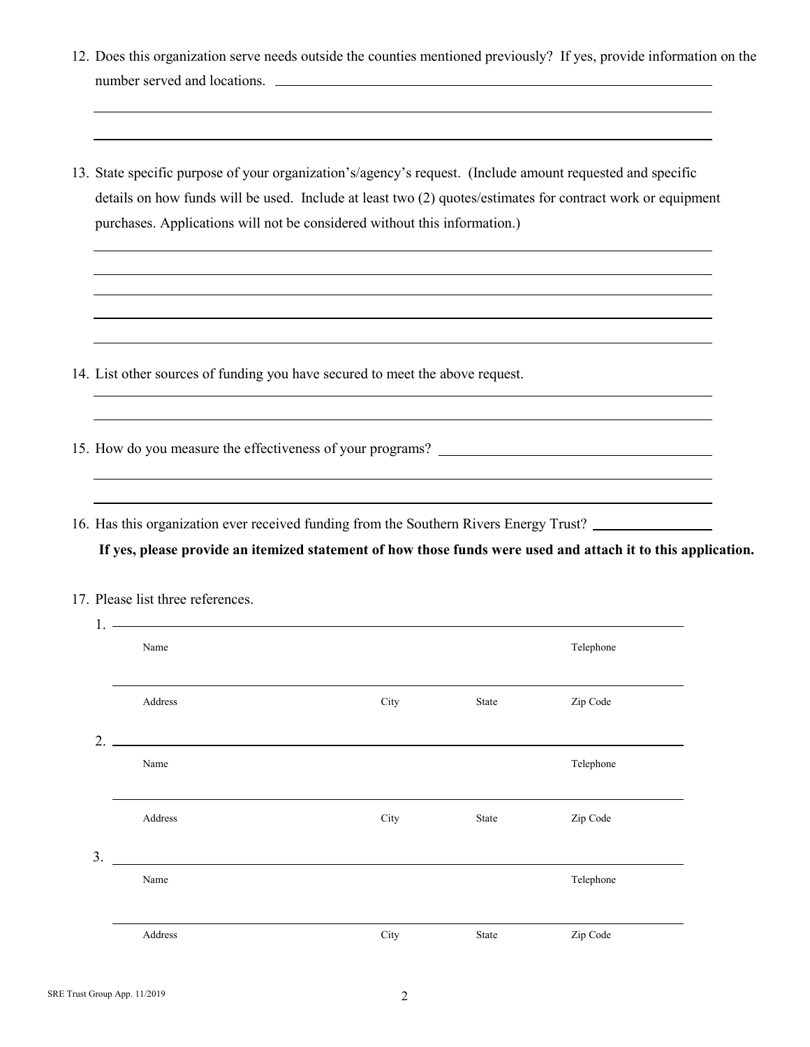12. Does this organization serve needs outside the counties mentioned previously? If yes, provide information on the number served and locations. \_\_\_\_\_\_\_\_\_\_\_\_\_\_\_\_\_\_\_\_\_\_\_\_\_\_\_\_\_\_\_\_\_\_\_\_

    \_\_\_\_\_\_\_\_\_\_\_\_\_\_\_\_\_\_\_\_\_\_\_\_\_\_\_\_\_\_\_\_\_\_\_\_\_\_\_\_\_\_\_\_\_\_\_\_\_\_\_\_\_\_\_\_\_\_

    \_\_\_\_\_\_\_\_\_\_\_\_\_\_\_\_\_\_\_\_\_\_\_\_\_\_\_\_\_\_\_\_\_\_\_\_\_\_\_\_\_\_\_\_\_\_\_\_\_\_\_\_\_\_\_\_\_\_

13. State specific purpose of your organization's/agency's request. (Include amount requested and specific details on how funds will be used. Include at least two (2) quotes/estimates for contract work or equipment purchases. Applications will not be considered without this information.)

    \_\_\_\_\_\_\_\_\_\_\_\_\_\_\_\_\_\_\_\_\_\_\_\_\_\_\_\_\_\_\_\_\_\_\_\_\_\_\_\_\_\_\_\_\_\_\_\_\_\_\_\_\_\_\_\_\_\_

    \_\_\_\_\_\_\_\_\_\_\_\_\_\_\_\_\_\_\_\_\_\_\_\_\_\_\_\_\_\_\_\_\_\_\_\_\_\_\_\_\_\_\_\_\_\_\_\_\_\_\_\_\_\_\_\_\_\_

    \_\_\_\_\_\_\_\_\_\_\_\_\_\_\_\_\_\_\_\_\_\_\_\_\_\_\_\_\_\_\_\_\_\_\_\_\_\_\_\_\_\_\_\_\_\_\_\_\_\_\_\_\_\_\_\_\_\_

    \_\_\_\_\_\_\_\_\_\_\_\_\_\_\_\_\_\_\_\_\_\_\_\_\_\_\_\_\_\_\_\_\_\_\_\_\_\_\_\_\_\_\_\_\_\_\_\_\_\_\_\_\_\_\_\_\_\_

    \_\_\_\_\_\_\_\_\_\_\_\_\_\_\_\_\_\_\_\_\_\_\_\_\_\_\_\_\_\_\_\_\_\_\_\_\_\_\_\_\_\_\_\_\_\_\_\_\_\_\_\_\_\_\_\_\_\_

14. List other sources of funding you have secured to meet the above request.

    \_\_\_\_\_\_\_\_\_\_\_\_\_\_\_\_\_\_\_\_\_\_\_\_\_\_\_\_\_\_\_\_\_\_\_\_\_\_\_\_\_\_\_\_\_\_\_\_\_\_\_\_\_\_\_\_\_\_

    \_\_\_\_\_\_\_\_\_\_\_\_\_\_\_\_\_\_\_\_\_\_\_\_\_\_\_\_\_\_\_\_\_\_\_\_\_\_\_\_\_\_\_\_\_\_\_\_\_\_\_\_\_\_\_\_\_\_

15. How do you measure the effectiveness of your programs? \_\_\_\_\_\_\_\_\_\_\_\_\_\_\_\_\_\_\_\_\_\_\_\_\_\_\_\_

    \_\_\_\_\_\_\_\_\_\_\_\_\_\_\_\_\_\_\_\_\_\_\_\_\_\_\_\_\_\_\_\_\_\_\_\_\_\_\_\_\_\_\_\_\_\_\_\_\_\_\_\_\_\_\_\_\_\_

    \_\_\_\_\_\_\_\_\_\_\_\_\_\_\_\_\_\_\_\_\_\_\_\_\_\_\_\_\_\_\_\_\_\_\_\_\_\_\_\_\_\_\_\_\_\_\_\_\_\_\_\_\_\_\_\_\_\_

16. Has this organization ever received funding from the Southern Rivers Energy Trust? \_\_\_\_\_\_\_\_\_\_\_\_

    **If yes, please provide an itemized statement of how those funds were used and attach it to this application.**

17. Please list three references.

    1. \_\_\_\_\_\_\_\_\_\_\_\_\_\_\_\_\_\_\_\_\_\_\_\_\_\_\_\_\_\_\_\_\_\_\_\_\_\_\_\_\_\_\_\_\_\_\_\_\_\_\_\_\_\_\_\_\_\_

       Name | Telephone

       \_\_\_\_\_\_\_\_\_\_\_\_\_\_\_\_\_\_\_\_\_\_\_\_\_\_\_\_\_\_\_\_\_\_\_\_\_\_\_\_\_\_\_\_\_\_\_\_\_\_\_\_\_\_\_\_\_\_

       Address | City | State | Zip Code

    2. \_\_\_\_\_\_\_\_\_\_\_\_\_\_\_\_\_\_\_\_\_\_\_\_\_\_\_\_\_\_\_\_\_\_\_\_\_\_\_\_\_\_\_\_\_\_\_\_\_\_\_\_\_\_\_\_\_\_

       Name | Telephone

       \_\_\_\_\_\_\_\_\_\_\_\_\_\_\_\_\_\_\_\_\_\_\_\_\_\_\_\_\_\_\_\_\_\_\_\_\_\_\_\_\_\_\_\_\_\_\_\_\_\_\_\_\_\_\_\_\_\_

       Address | City | State | Zip Code

    3. \_\_\_\_\_\_\_\_\_\_\_\_\_\_\_\_\_\_\_\_\_\_\_\_\_\_\_\_\_\_\_\_\_\_\_\_\_\_\_\_\_\_\_\_\_\_\_\_\_\_\_\_\_\_\_\_\_\_

       Name | Telephone

       \_\_\_\_\_\_\_\_\_\_\_\_\_\_\_\_\_\_\_\_\_\_\_\_\_\_\_\_\_\_\_\_\_\_\_\_\_\_\_\_\_\_\_\_\_\_\_\_\_\_\_\_\_\_\_\_\_\_

       Address | City | State | Zip Code

SRE Trust Group App. 11/2019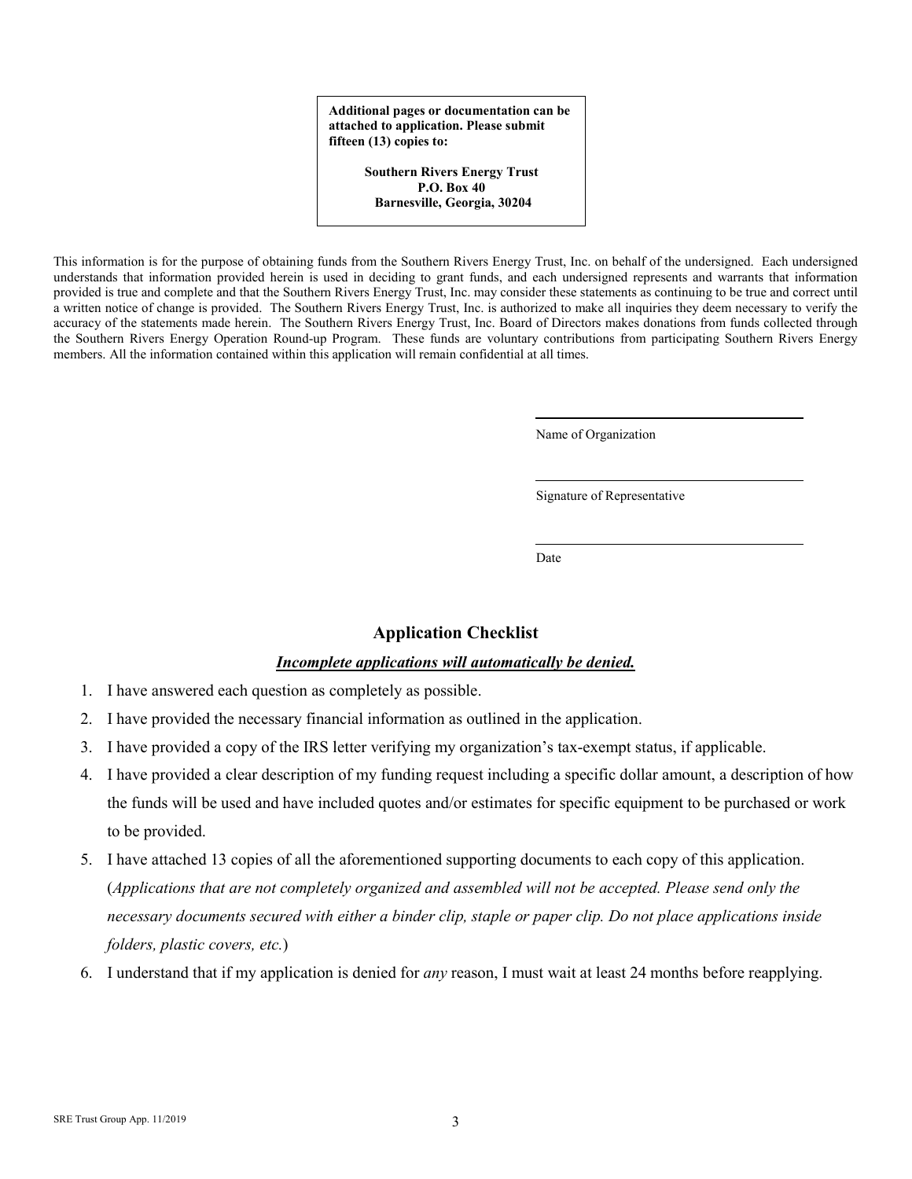**Additional pages or documentation can be attached to application. Please submit fifteen (13) copies to:**

**Southern Rivers Energy Trust**
**P.O. Box 40**
**Barnesville, Georgia, 30204**

This information is for the purpose of obtaining funds from the Southern Rivers Energy Trust, Inc. on behalf of the undersigned. Each undersigned understands that information provided herein is used in deciding to grant funds, and each undersigned represents and warrants that information provided is true and complete and that the Southern Rivers Energy Trust, Inc. may consider these statements as continuing to be true and correct until a written notice of change is provided. The Southern Rivers Energy Trust, Inc. is authorized to make all inquiries they deem necessary to verify the accuracy of the statements made herein. The Southern Rivers Energy Trust, Inc. Board of Directors makes donations from funds collected through the Southern Rivers Energy Operation Round-up Program. These funds are voluntary contributions from participating Southern Rivers Energy members. All the information contained within this application will remain confidential at all times.

\_\_\_\_\_\_\_\_\_\_\_\_\_\_\_\_\_\_\_\_\_\_\_\_\_\_\_\_\_\_\_\_\_\_\_\_
Name of Organization

\_\_\_\_\_\_\_\_\_\_\_\_\_\_\_\_\_\_\_\_\_\_\_\_\_\_\_\_\_\_\_\_\_\_\_\_
Signature of Representative

\_\_\_\_\_\_\_\_\_\_\_\_\_\_\_\_\_\_\_\_\_\_\_\_\_\_\_\_\_\_\_\_\_\_\_\_
Date

## Application Checklist

***Incomplete applications will automatically be denied.***

1. I have answered each question as completely as possible.
2. I have provided the necessary financial information as outlined in the application.
3. I have provided a copy of the IRS letter verifying my organization's tax-exempt status, if applicable.
4. I have provided a clear description of my funding request including a specific dollar amount, a description of how the funds will be used and have included quotes and/or estimates for specific equipment to be purchased or work to be provided.
5. I have attached 13 copies of all the aforementioned supporting documents to each copy of this application. (*Applications that are not completely organized and assembled will not be accepted. Please send only the necessary documents secured with either a binder clip, staple or paper clip. Do not place applications inside folders, plastic covers, etc.*)
6. I understand that if my application is denied for *any* reason, I must wait at least 24 months before reapplying.

SRE Trust Group App. 11/2019